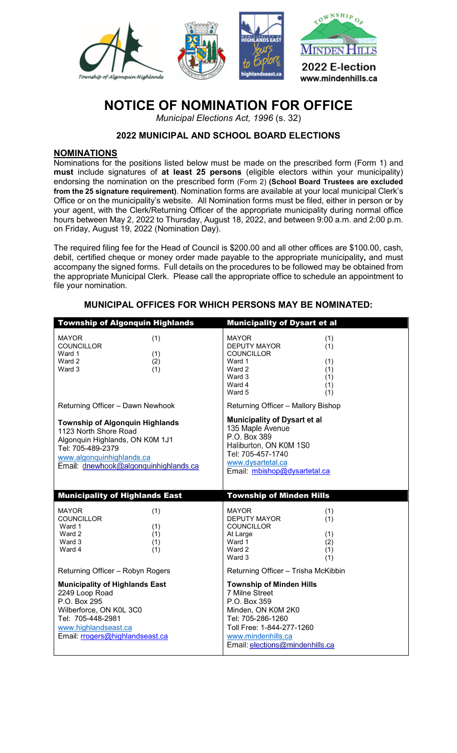Township of Algonquin Highlands

highlandseast.ca

Minden Hills

**2022 E-lection**
**www.mindenhills.ca**

# NOTICE OF NOMINATION FOR OFFICE

*Municipal Elections Act, 1996* (s. 32)

## 2022 MUNICIPAL AND SCHOOL BOARD ELECTIONS

### NOMINATIONS

Nominations for the positions listed below must be made on the prescribed form (Form 1) and **must** include signatures of **at least 25 persons** (eligible electors within your municipality) endorsing the nomination on the prescribed form (Form 2) **(School Board Trustees are excluded from the 25 signature requirement)**. Nomination forms are available at your local municipal Clerk's Office or on the municipality's website. All Nomination forms must be filed, either in person or by your agent, with the Clerk/Returning Officer of the appropriate municipality during normal office hours between May 2, 2022 to Thursday, August 18, 2022, and between 9:00 a.m. and 2:00 p.m. on Friday, August 19, 2022 (Nomination Day).

The required filing fee for the Head of Council is $200.00 and all other offices are $100.00, cash, debit, certified cheque or money order made payable to the appropriate municipality**,** and must accompany the signed forms. Full details on the procedures to be followed may be obtained from the appropriate Municipal Clerk. Please call the appropriate office to schedule an appointment to file your nomination.

## MUNICIPAL OFFICES FOR WHICH PERSONS MAY BE NOMINATED:

### Township of Algonquin Highlands

| Office | Number |
|---|---|
| MAYOR | (1) |
| COUNCILLOR | |
| Ward 1 | (1) |
| Ward 2 | (2) |
| Ward 3 | (1) |

Returning Officer – Dawn Newhook

**Township of Algonquin Highlands**
1123 North Shore Road
Algonquin Highlands, ON K0M 1J1
Tel: 705-489-2379
www.algonquinhighlands.ca
Email: dnewhook@algonquinhighlands.ca

### Municipality of Dysart et al

| Office | Number |
|---|---|
| MAYOR | (1) |
| DEPUTY MAYOR | (1) |
| COUNCILLOR | |
| Ward 1 | (1) |
| Ward 2 | (1) |
| Ward 3 | (1) |
| Ward 4 | (1) |
| Ward 5 | (1) |

Returning Officer – Mallory Bishop

**Municipality of Dysart et al**
135 Maple Avenue
P.O. Box 389
Haliburton, ON K0M 1S0
Tel: 705-457-1740
www.dysartetal.ca
Email: mbishop@dysartetal.ca

### Municipality of Highlands East

| Office | Number |
|---|---|
| MAYOR | (1) |
| COUNCILLOR | |
| Ward 1 | (1) |
| Ward 2 | (1) |
| Ward 3 | (1) |
| Ward 4 | (1) |

Returning Officer – Robyn Rogers

**Municipality of Highlands East**
2249 Loop Road
P.O. Box 295
Wilberforce, ON K0L 3C0
Tel: 705-448-2981
www.highlandseast.ca
Email: rrogers@highlandseast.ca

### Township of Minden Hills

| Office | Number |
|---|---|
| MAYOR | (1) |
| DEPUTY MAYOR | (1) |
| COUNCILLOR | |
| At Large | (1) |
| Ward 1 | (2) |
| Ward 2 | (1) |
| Ward 3 | (1) |

Returning Officer – Trisha McKibbin

**Township of Minden Hills**
7 Milne Street
P.O. Box 359
Minden, ON K0M 2K0
Tel: 705-286-1260
Toll Free: 1-844-277-1260
www.mindenhills.ca
Email: elections@mindenhills.ca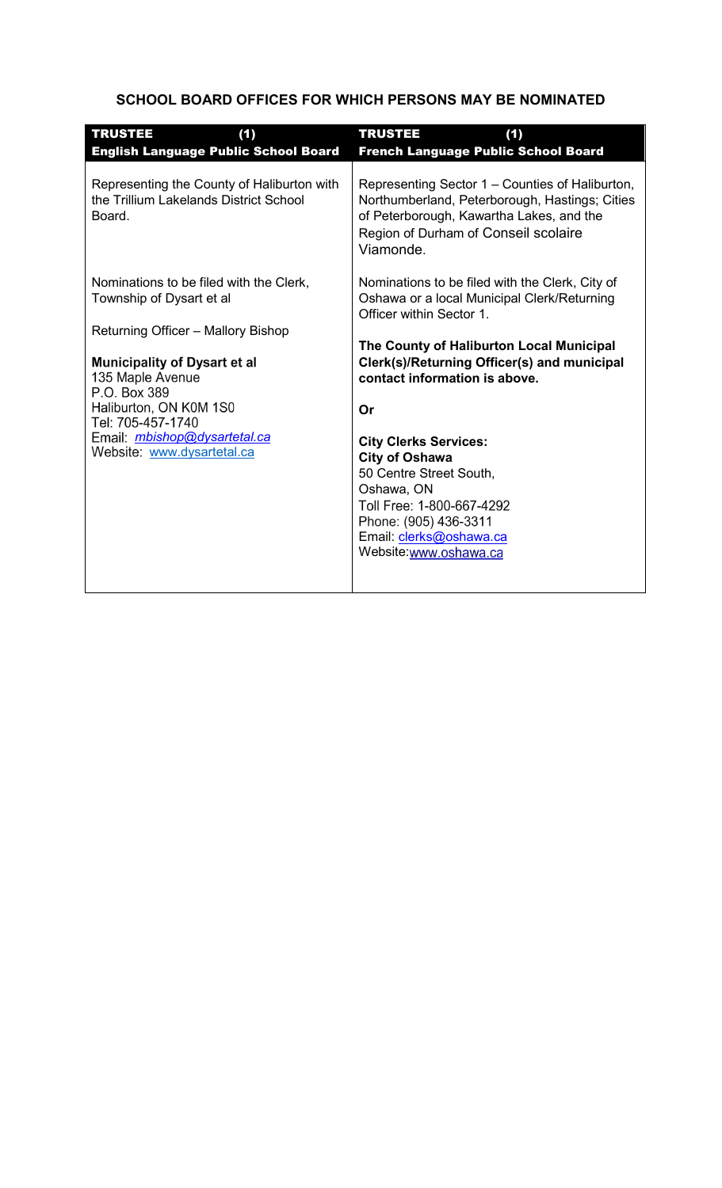## SCHOOL BOARD OFFICES FOR WHICH PERSONS MAY BE NOMINATED

| TRUSTEE (1) English Language Public School Board | TRUSTEE (1) French Language Public School Board |
|---|---|
| Representing the County of Haliburton with the Trillium Lakelands District School Board. | Representing Sector 1 – Counties of Haliburton, Northumberland, Peterborough, Hastings; Cities of Peterborough, Kawartha Lakes, and the Region of Durham of Conseil scolaire Viamonde. |
| Nominations to be filed with the Clerk, Township of Dysart et al<br><br>Returning Officer – Mallory Bishop<br><br>**Municipality of Dysart et al**<br>135 Maple Avenue<br>P.O. Box 389<br>Haliburton, ON K0M 1S0<br>Tel: 705-457-1740<br>Email: *mbishop@dysartetal.ca*<br>Website: www.dysartetal.ca | Nominations to be filed with the Clerk, City of Oshawa or a local Municipal Clerk/Returning Officer within Sector 1.<br><br>**The County of Haliburton Local Municipal Clerk(s)/Returning Officer(s) and municipal contact information is above.**<br><br>**Or**<br><br>**City Clerks Services:**<br>**City of Oshawa**<br>50 Centre Street South,<br>Oshawa, ON<br>Toll Free: 1-800-667-4292<br>Phone: (905) 436-3311<br>Email: clerks@oshawa.ca<br>Website: www.oshawa.ca |